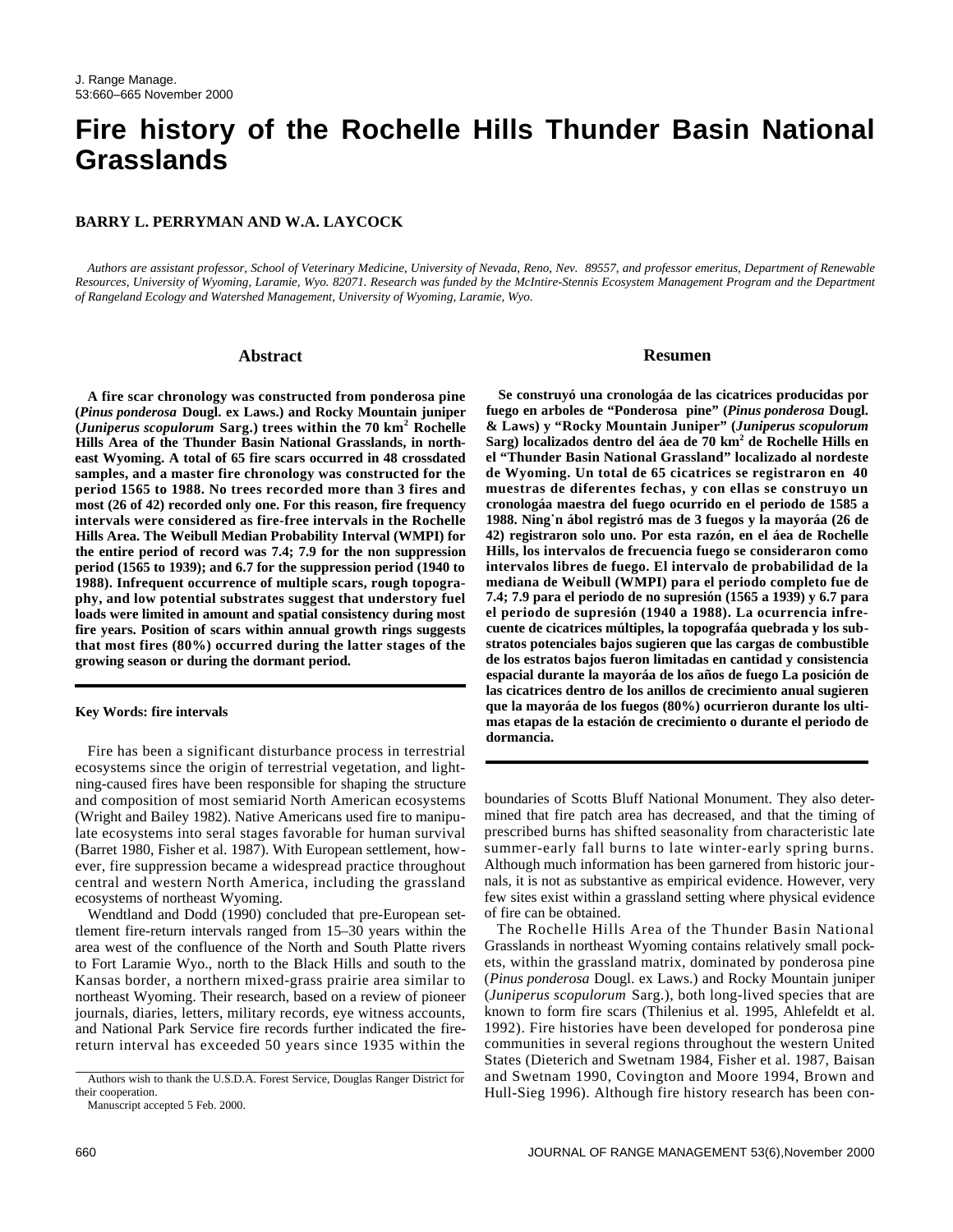# Fire history of the Rochelle Hills Thunder Basin National Grasslands

**BARRY L. PERRYMAN AND W.A. LAYCOCK**

*Authors are assistant professor, School of Veterinary Medicine, University of Nevada, Reno, Nev. 89557, and professor emeritus, Department of Renewable Resources, University of Wyoming, Laramie, Wyo. 82071. Research was funded by the McIntire-Stennis Ecosystem Management Program and the Department of Rangeland Ecology and Watershed Management, University of Wyoming, Laramie, Wyo.*

## Abstract

**A fire scar chronology was constructed from ponderosa pine (*Pinus ponderosa* Dougl. ex Laws.) and Rocky Mountain juniper (*Juniperus scopulorum* Sarg.) trees within the 70 km$^2$ Rochelle Hills Area of the Thunder Basin National Grasslands, in northeast Wyoming. A total of 65 fire scars occurred in 48 crossdated samples, and a master fire chronology was constructed for the period 1565 to 1988. No trees recorded more than 3 fires and most (26 of 42) recorded only one. For this reason, fire frequency intervals were considered as fire-free intervals in the Rochelle Hills Area. The Weibull Median Probability Interval (WMPI) for the entire period of record was 7.4; 7.9 for the non suppression period (1565 to 1939); and 6.7 for the suppression period (1940 to 1988). Infrequent occurrence of multiple scars, rough topography, and low potential substrates suggest that understory fuel loads were limited in amount and spatial consistency during most fire years. Position of scars within annual growth rings suggests that most fires (80%) occurred during the latter stages of the growing season or during the dormant period.**

## Resumen

**Se construyó una cronologáa de las cicatrices producidas por fuego en arboles de "Ponderosa pine" (*Pinus ponderosa* Dougl. & Laws) y "Rocky Mountain Juniper" (*Juniperus scopulorum* Sarg) localizados dentro del áea de 70 km$^2$ de Rochelle Hills en el "Thunder Basin National Grassland" localizado al nordeste de Wyoming. Un total de 65 cicatrices se registraron en 40 muestras de diferentes fechas, y con ellas se construyo un cronologáa maestra del fuego ocurrido en el periodo de 1585 a 1988. Ning˙n ábol registró mas de 3 fuegos y la mayoráa (26 de 42) registraron solo uno. Por esta razón, en el áea de Rochelle Hills, los intervalos de frecuencia fuego se consideraron como intervalos libres de fuego. El intervalo de probabilidad de la mediana de Weibull (WMPI) para el periodo completo fue de 7.4; 7.9 para el periodo de no supresión (1565 a 1939) y 6.7 para el periodo de supresión (1940 a 1988). La ocurrencia infrecuente de cicatrices múltiples, la topografáa quebrada y los substratos potenciales bajos sugieren que las cargas de combustible de los estratos bajos fueron limitadas en cantidad y consistencia espacial durante la mayoráa de los años de fuego La posición de las cicatrices dentro de los anillos de crecimiento anual sugieren que la mayoráa de los fuegos (80%) ocurrieron durante los ultimas etapas de la estación de crecimiento o durante el periodo de dormancia.**

**Key Words: fire intervals**

Fire has been a significant disturbance process in terrestrial ecosystems since the origin of terrestrial vegetation, and lightning-caused fires have been responsible for shaping the structure and composition of most semiarid North American ecosystems (Wright and Bailey 1982). Native Americans used fire to manipulate ecosystems into seral stages favorable for human survival (Barret 1980, Fisher et al. 1987). With European settlement, however, fire suppression became a widespread practice throughout central and western North America, including the grassland ecosystems of northeast Wyoming.

Wendtland and Dodd (1990) concluded that pre-European settlement fire-return intervals ranged from 15–30 years within the area west of the confluence of the North and South Platte rivers to Fort Laramie Wyo., north to the Black Hills and south to the Kansas border, a northern mixed-grass prairie area similar to northeast Wyoming. Their research, based on a review of pioneer journals, diaries, letters, military records, eye witness accounts, and National Park Service fire records further indicated the fire-return interval has exceeded 50 years since 1935 within the boundaries of Scotts Bluff National Monument. They also determined that fire patch area has decreased, and that the timing of prescribed burns has shifted seasonality from characteristic late summer-early fall burns to late winter-early spring burns. Although much information has been garnered from historic journals, it is not as substantive as empirical evidence. However, very few sites exist within a grassland setting where physical evidence of fire can be obtained.

The Rochelle Hills Area of the Thunder Basin National Grasslands in northeast Wyoming contains relatively small pockets, within the grassland matrix, dominated by ponderosa pine (*Pinus ponderosa* Dougl. ex Laws.) and Rocky Mountain juniper (*Juniperus scopulorum* Sarg.), both long-lived species that are known to form fire scars (Thilenius et al. 1995, Ahlefeldt et al. 1992). Fire histories have been developed for ponderosa pine communities in several regions throughout the western United States (Dieterich and Swetnam 1984, Fisher et al. 1987, Baisan and Swetnam 1990, Covington and Moore 1994, Brown and Hull-Sieg 1996). Although fire history research has been con-

Authors wish to thank the U.S.D.A. Forest Service, Douglas Ranger District for their cooperation.

Manuscript accepted 5 Feb. 2000.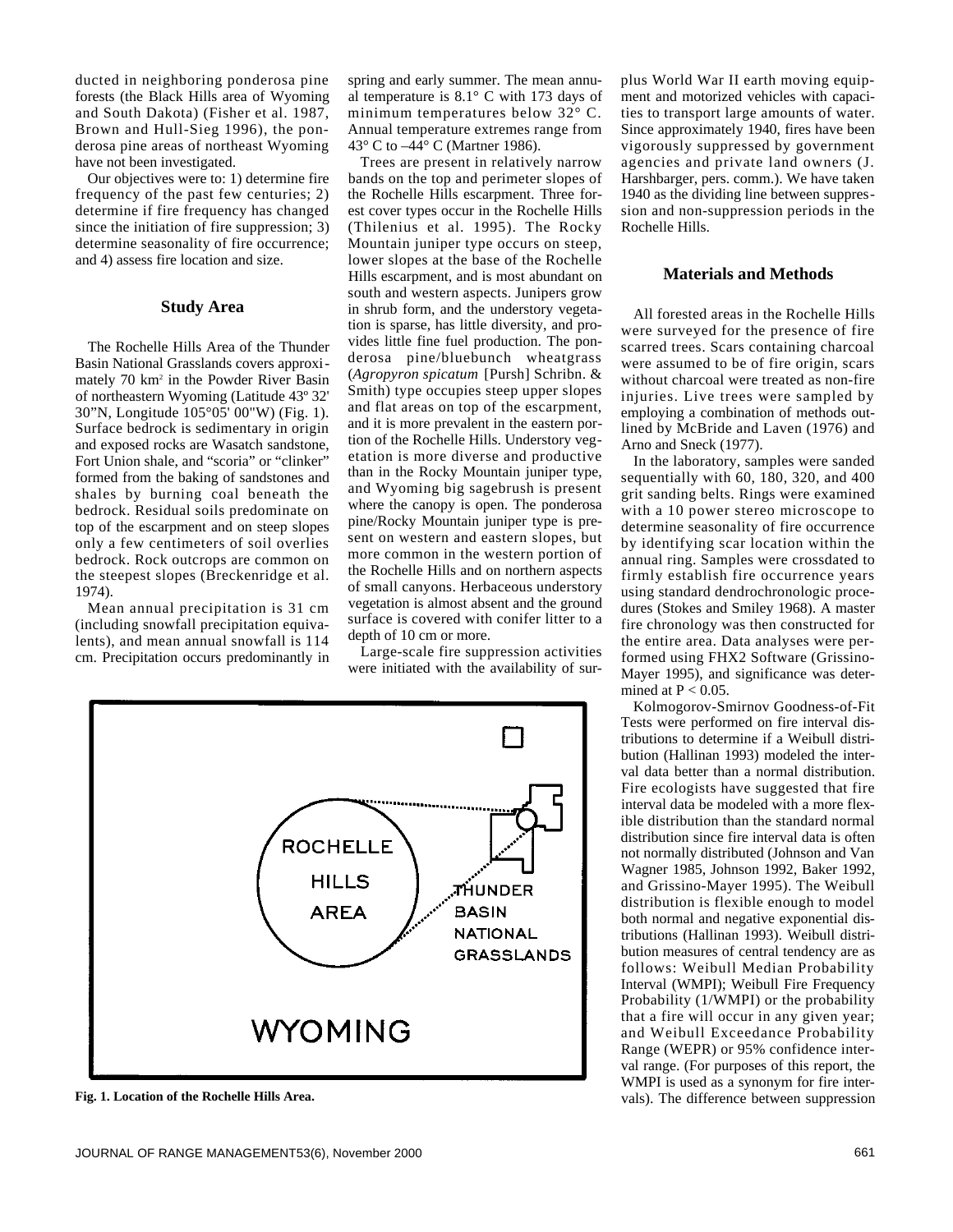ducted in neighboring ponderosa pine forests (the Black Hills area of Wyoming and South Dakota) (Fisher et al. 1987, Brown and Hull-Sieg 1996), the ponderosa pine areas of northeast Wyoming have not been investigated.

Our objectives were to: 1) determine fire frequency of the past few centuries; 2) determine if fire frequency has changed since the initiation of fire suppression; 3) determine seasonality of fire occurrence; and 4) assess fire location and size.

## Study Area

The Rochelle Hills Area of the Thunder Basin National Grasslands covers approximately 70 km$^2$ in the Powder River Basin of northeastern Wyoming (Latitude 43º 32' 30"N, Longitude 105°05' 00"W) (Fig. 1). Surface bedrock is sedimentary in origin and exposed rocks are Wasatch sandstone, Fort Union shale, and "scoria" or "clinker" formed from the baking of sandstones and shales by burning coal beneath the bedrock. Residual soils predominate on top of the escarpment and on steep slopes only a few centimeters of soil overlies bedrock. Rock outcrops are common on the steepest slopes (Breckenridge et al. 1974).

Mean annual precipitation is 31 cm (including snowfall precipitation equivalents), and mean annual snowfall is 114 cm. Precipitation occurs predominantly in spring and early summer. The mean annual temperature is 8.1° C with 173 days of minimum temperatures below 32° C. Annual temperature extremes range from 43° C to –44° C (Martner 1986).

Trees are present in relatively narrow bands on the top and perimeter slopes of the Rochelle Hills escarpment. Three forest cover types occur in the Rochelle Hills (Thilenius et al. 1995). The Rocky Mountain juniper type occurs on steep, lower slopes at the base of the Rochelle Hills escarpment, and is most abundant on south and western aspects. Junipers grow in shrub form, and the understory vegetation is sparse, has little diversity, and provides little fine fuel production. The ponderosa pine/bluebunch wheatgrass (*Agropyron spicatum* [Pursh] Schribn. & Smith) type occupies steep upper slopes and flat areas on top of the escarpment, and it is more prevalent in the eastern portion of the Rochelle Hills. Understory vegetation is more diverse and productive than in the Rocky Mountain juniper type, and Wyoming big sagebrush is present where the canopy is open. The ponderosa pine/Rocky Mountain juniper type is present on western and eastern slopes, but more common in the western portion of the Rochelle Hills and on northern aspects of small canyons. Herbaceous understory vegetation is almost absent and the ground surface is covered with conifer litter to a depth of 10 cm or more.

Large-scale fire suppression activities were initiated with the availability of surplus World War II earth moving equipment and motorized vehicles with capacities to transport large amounts of water. Since approximately 1940, fires have been vigorously suppressed by government agencies and private land owners (J. Harshbarger, pers. comm.). We have taken 1940 as the dividing line between suppression and non-suppression periods in the Rochelle Hills.

**Fig. 1. Location of the Rochelle Hills Area.**

## Materials and Methods

All forested areas in the Rochelle Hills were surveyed for the presence of fire scarred trees. Scars containing charcoal were assumed to be of fire origin, scars without charcoal were treated as non-fire injuries. Live trees were sampled by employing a combination of methods outlined by McBride and Laven (1976) and Arno and Sneck (1977).

In the laboratory, samples were sanded sequentially with 60, 180, 320, and 400 grit sanding belts. Rings were examined with a 10 power stereo microscope to determine seasonality of fire occurrence by identifying scar location within the annual ring. Samples were crossdated to firmly establish fire occurrence years using standard dendrochronologic procedures (Stokes and Smiley 1968). A master fire chronology was then constructed for the entire area. Data analyses were performed using FHX2 Software (Grissino-Mayer 1995), and significance was determined at $P < 0.05$.

Kolmogorov-Smirnov Goodness-of-Fit Tests were performed on fire interval distributions to determine if a Weibull distribution (Hallinan 1993) modeled the interval data better than a normal distribution. Fire ecologists have suggested that fire interval data be modeled with a more flexible distribution than the standard normal distribution since fire interval data is often not normally distributed (Johnson and Van Wagner 1985, Johnson 1992, Baker 1992, and Grissino-Mayer 1995). The Weibull distribution is flexible enough to model both normal and negative exponential distributions (Hallinan 1993). Weibull distribution measures of central tendency are as follows: Weibull Median Probability Interval (WMPI); Weibull Fire Frequency Probability (1/WMPI) or the probability that a fire will occur in any given year; and Weibull Exceedance Probability Range (WEPR) or 95% confidence interval range. (For purposes of this report, the WMPI is used as a synonym for fire intervals). The difference between suppression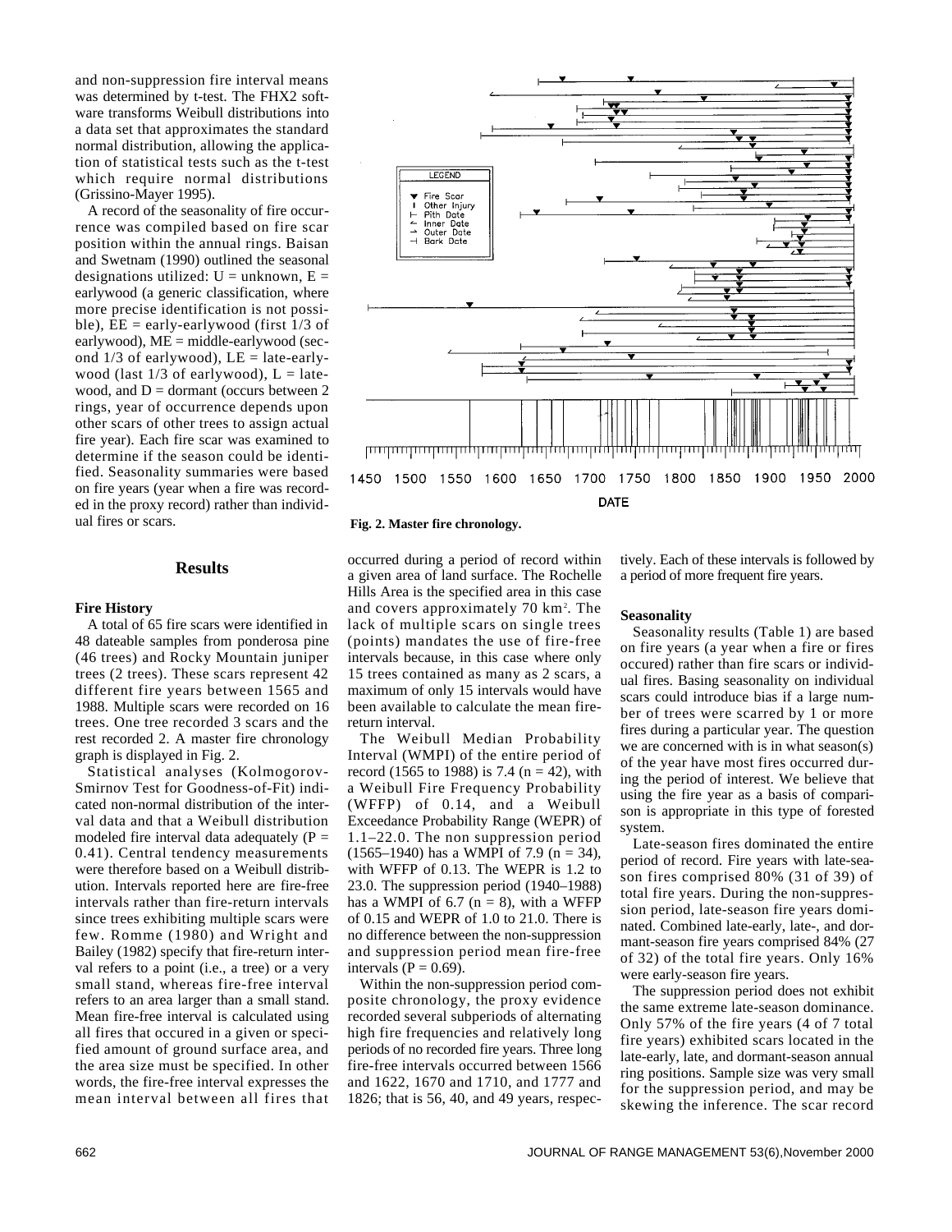and non-suppression fire interval means was determined by t-test. The FHX2 software transforms Weibull distributions into a data set that approximates the standard normal distribution, allowing the application of statistical tests such as the t-test which require normal distributions (Grissino-Mayer 1995).

A record of the seasonality of fire occurrence was compiled based on fire scar position within the annual rings. Baisan and Swetnam (1990) outlined the seasonal designations utilized: U = unknown, E = earlywood (a generic classification, where more precise identification is not possible), EE = early-earlywood (first 1/3 of earlywood), ME = middle-earlywood (second 1/3 of earlywood), LE = late-earlywood (last 1/3 of earlywood), L = latewood, and D = dormant (occurs between 2 rings, year of occurrence depends upon other scars of other trees to assign actual fire year). Each fire scar was examined to determine if the season could be identified. Seasonality summaries were based on fire years (year when a fire was recorded in the proxy record) rather than individual fires or scars.

**Fig. 2. Master fire chronology.**

## Results

### Fire History

A total of 65 fire scars were identified in 48 dateable samples from ponderosa pine (46 trees) and Rocky Mountain juniper trees (2 trees). These scars represent 42 different fire years between 1565 and 1988. Multiple scars were recorded on 16 trees. One tree recorded 3 scars and the rest recorded 2. A master fire chronology graph is displayed in Fig. 2.

Statistical analyses (Kolmogorov-Smirnov Test for Goodness-of-Fit) indicated non-normal distribution of the interval data and that a Weibull distribution modeled fire interval data adequately ($P = 0.41$). Central tendency measurements were therefore based on a Weibull distribution. Intervals reported here are fire-free intervals rather than fire-return intervals since trees exhibiting multiple scars were few. Romme (1980) and Wright and Bailey (1982) specify that fire-return interval refers to a point (i.e., a tree) or a very small stand, whereas fire-free interval refers to an area larger than a small stand. Mean fire-free interval is calculated using all fires that occured in a given or specified amount of ground surface area, and the area size must be specified. In other words, the fire-free interval expresses the mean interval between all fires that occurred during a period of record within a given area of land surface. The Rochelle Hills Area is the specified area in this case and covers approximately 70 km[2]. The lack of multiple scars on single trees (points) mandates the use of fire-free intervals because, in this case where only 15 trees contained as many as 2 scars, a maximum of only 15 intervals would have been available to calculate the mean fire-return interval.

The Weibull Median Probability Interval (WMPI) of the entire period of record (1565 to 1988) is 7.4 ($n = 42$), with a Weibull Fire Frequency Probability (WFFP) of 0.14, and a Weibull Exceedance Probability Range (WEPR) of 1.1–22.0. The non suppression period (1565–1940) has a WMPI of 7.9 ($n = 34$), with WFFP of 0.13. The WEPR is 1.2 to 23.0. The suppression period (1940–1988) has a WMPI of 6.7 ($n = 8$), with a WFFP of 0.15 and WEPR of 1.0 to 21.0. There is no difference between the non-suppression and suppression period mean fire-free intervals ($P = 0.69$).

Within the non-suppression period composite chronology, the proxy evidence recorded several subperiods of alternating high fire frequencies and relatively long periods of no recorded fire years. Three long fire-free intervals occurred between 1566 and 1622, 1670 and 1710, and 1777 and 1826; that is 56, 40, and 49 years, respectively. Each of these intervals is followed by a period of more frequent fire years.

### Seasonality

Seasonality results (Table 1) are based on fire years (a year when a fire or fires occured) rather than fire scars or individual fires. Basing seasonality on individual scars could introduce bias if a large number of trees were scarred by 1 or more fires during a particular year. The question we are concerned with is in what season(s) of the year have most fires occurred during the period of interest. We believe that using the fire year as a basis of comparison is appropriate in this type of forested system.

Late-season fires dominated the entire period of record. Fire years with late-season fires comprised 80% (31 of 39) of total fire years. During the non-suppression period, late-season fire years dominated. Combined late-early, late-, and dormant-season fire years comprised 84% (27 of 32) of the total fire years. Only 16% were early-season fire years.

The suppression period does not exhibit the same extreme late-season dominance. Only 57% of the fire years (4 of 7 total fire years) exhibited scars located in the late-early, late, and dormant-season annual ring positions. Sample size was very small for the suppression period, and may be skewing the inference. The scar record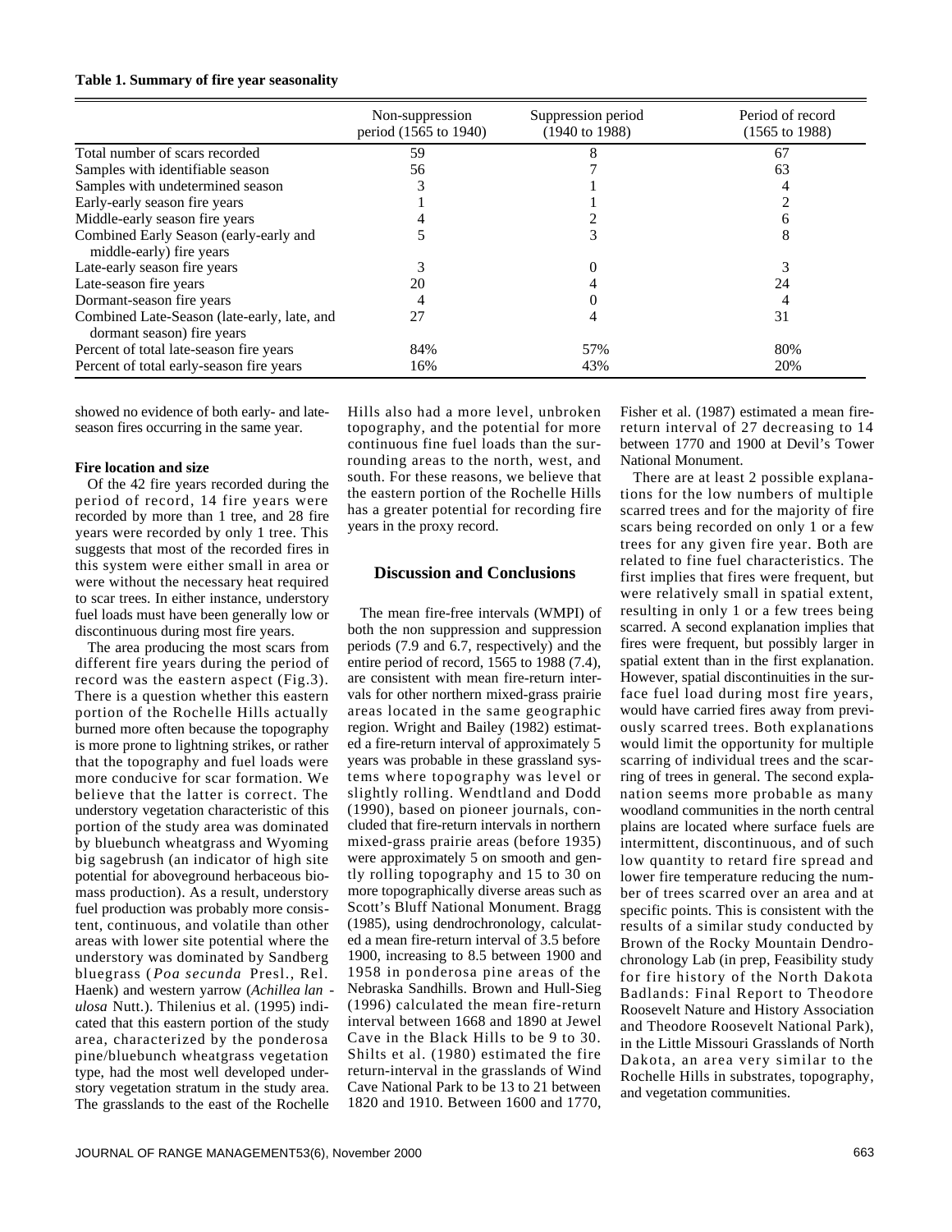**Table 1. Summary of fire year seasonality**

| | Non-suppression period (1565 to 1940) | Suppression period (1940 to 1988) | Period of record (1565 to 1988) |
|---|---|---|---|
| Total number of scars recorded | 59 | 8 | 67 |
| Samples with identifiable season | 56 | 7 | 63 |
| Samples with undetermined season | 3 | 1 | 4 |
| Early-early season fire years | 1 | 1 | 2 |
| Middle-early season fire years | 4 | 2 | 6 |
| Combined Early Season (early-early and middle-early) fire years | 5 | 3 | 8 |
| Late-early season fire years | 3 | 0 | 3 |
| Late-season fire years | 20 | 4 | 24 |
| Dormant-season fire years | 4 | 0 | 4 |
| Combined Late-Season (late-early, late, and dormant season) fire years | 27 | 4 | 31 |
| Percent of total late-season fire years | 84% | 57% | 80% |
| Percent of total early-season fire years | 16% | 43% | 20% |

showed no evidence of both early- and late-season fires occurring in the same year.

#### Fire location and size

Of the 42 fire years recorded during the period of record, 14 fire years were recorded by more than 1 tree, and 28 fire years were recorded by only 1 tree. This suggests that most of the recorded fires in this system were either small in area or were without the necessary heat required to scar trees. In either instance, understory fuel loads must have been generally low or discontinuous during most fire years.

The area producing the most scars from different fire years during the period of record was the eastern aspect (Fig.3). There is a question whether this eastern portion of the Rochelle Hills actually burned more often because the topography is more prone to lightning strikes, or rather that the topography and fuel loads were more conducive for scar formation. We believe that the latter is correct. The understory vegetation characteristic of this portion of the study area was dominated by bluebunch wheatgrass and Wyoming big sagebrush (an indicator of high site potential for aboveground herbaceous biomass production). As a result, understory fuel production was probably more consistent, continuous, and volatile than other areas with lower site potential where the understory was dominated by Sandberg bluegrass (*Poa secunda* Presl., Rel. Haenk) and western yarrow (*Achillea lanulosa* Nutt.). Thilenius et al. (1995) indicated that this eastern portion of the study area, characterized by the ponderosa pine/bluebunch wheatgrass vegetation type, had the most well developed understory vegetation stratum in the study area. The grasslands to the east of the Rochelle Hills also had a more level, unbroken topography, and the potential for more continuous fine fuel loads than the surrounding areas to the north, west, and south. For these reasons, we believe that the eastern portion of the Rochelle Hills has a greater potential for recording fire years in the proxy record.

## Discussion and Conclusions

The mean fire-free intervals (WMPI) of both the non suppression and suppression periods (7.9 and 6.7, respectively) and the entire period of record, 1565 to 1988 (7.4), are consistent with mean fire-return intervals for other northern mixed-grass prairie areas located in the same geographic region. Wright and Bailey (1982) estimated a fire-return interval of approximately 5 years was probable in these grassland systems where topography was level or slightly rolling. Wendtland and Dodd (1990), based on pioneer journals, concluded that fire-return intervals in northern mixed-grass prairie areas (before 1935) were approximately 5 on smooth and gently rolling topography and 15 to 30 on more topographically diverse areas such as Scott's Bluff National Monument. Bragg (1985), using dendrochronology, calculated a mean fire-return interval of 3.5 before 1900, increasing to 8.5 between 1900 and 1958 in ponderosa pine areas of the Nebraska Sandhills. Brown and Hull-Sieg (1996) calculated the mean fire-return interval between 1668 and 1890 at Jewel Cave in the Black Hills to be 9 to 30. Shilts et al. (1980) estimated the fire return-interval in the grasslands of Wind Cave National Park to be 13 to 21 between 1820 and 1910. Between 1600 and 1770, Fisher et al. (1987) estimated a mean fire-return interval of 27 decreasing to 14 between 1770 and 1900 at Devil's Tower National Monument.

There are at least 2 possible explanations for the low numbers of multiple scarred trees and for the majority of fire scars being recorded on only 1 or a few trees for any given fire year. Both are related to fine fuel characteristics. The first implies that fires were frequent, but were relatively small in spatial extent, resulting in only 1 or a few trees being scarred. A second explanation implies that fires were frequent, but possibly larger in spatial extent than in the first explanation. However, spatial discontinuities in the surface fuel load during most fire years, would have carried fires away from previously scarred trees. Both explanations would limit the opportunity for multiple scarring of individual trees and the scarring of trees in general. The second explanation seems more probable as many woodland communities in the north central plains are located where surface fuels are intermittent, discontinuous, and of such low quantity to retard fire spread and lower fire temperature reducing the number of trees scarred over an area and at specific points. This is consistent with the results of a similar study conducted by Brown of the Rocky Mountain Dendrochronology Lab (in prep, Feasibility study for fire history of the North Dakota Badlands: Final Report to Theodore Roosevelt Nature and History Association and Theodore Roosevelt National Park), in the Little Missouri Grasslands of North Dakota, an area very similar to the Rochelle Hills in substrates, topography, and vegetation communities.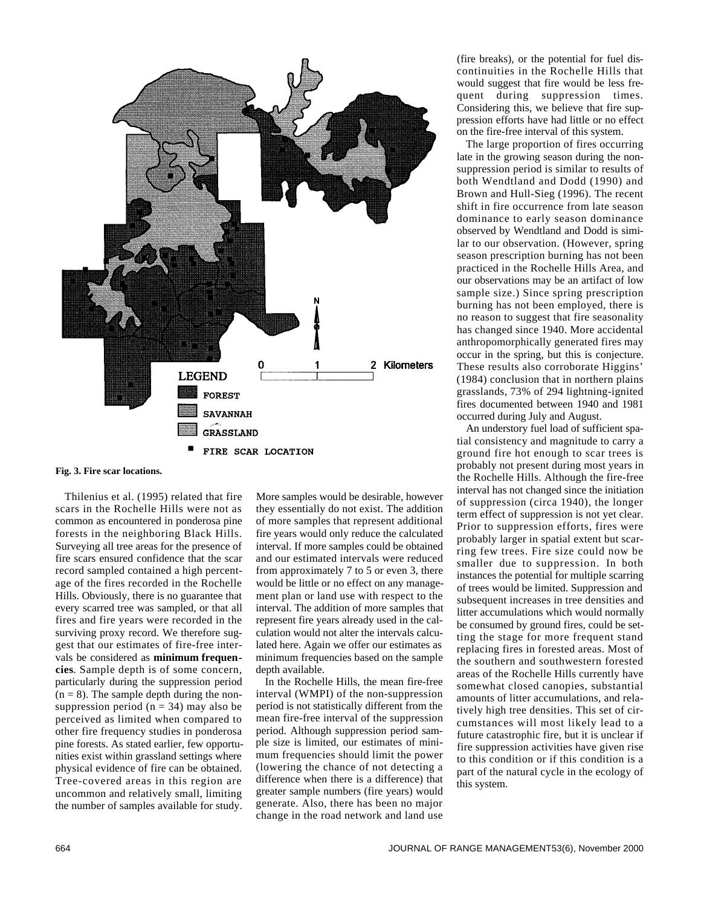Fig. 3. Fire scar locations.

Thilenius et al. (1995) related that fire scars in the Rochelle Hills were not as common as encountered in ponderosa pine forests in the neighboring Black Hills. Surveying all tree areas for the presence of fire scars ensured confidence that the scar record sampled contained a high percentage of the fires recorded in the Rochelle Hills. Obviously, there is no guarantee that every scarred tree was sampled, or that all fires and fire years were recorded in the surviving proxy record. We therefore suggest that our estimates of fire-free intervals be considered as **minimum frequencies**. Sample depth is of some concern, particularly during the suppression period ($n = 8$). The sample depth during the non-suppression period ($n = 34$) may also be perceived as limited when compared to other fire frequency studies in ponderosa pine forests. As stated earlier, few opportunities exist within grassland settings where physical evidence of fire can be obtained. Tree-covered areas in this region are uncommon and relatively small, limiting the number of samples available for study. More samples would be desirable, however they essentially do not exist. The addition of more samples that represent additional fire years would only reduce the calculated interval. If more samples could be obtained and our estimated intervals were reduced from approximately 7 to 5 or even 3, there would be little or no effect on any management plan or land use with respect to the interval. The addition of more samples that represent fire years already used in the calculation would not alter the intervals calculated here. Again we offer our estimates as minimum frequencies based on the sample depth available.

In the Rochelle Hills, the mean fire-free interval (WMPI) of the non-suppression period is not statistically different from the mean fire-free interval of the suppression period. Although suppression period sample size is limited, our estimates of minimum frequencies should limit the power (lowering the chance of not detecting a difference when there is a difference) that greater sample numbers (fire years) would generate. Also, there has been no major change in the road network and land use (fire breaks), or the potential for fuel discontinuities in the Rochelle Hills that would suggest that fire would be less frequent during suppression times. Considering this, we believe that fire suppression efforts have had little or no effect on the fire-free interval of this system.

The large proportion of fires occurring late in the growing season during the non-suppression period is similar to results of both Wendtland and Dodd (1990) and Brown and Hull-Sieg (1996). The recent shift in fire occurrence from late season dominance to early season dominance observed by Wendtland and Dodd is similar to our observation. (However, spring season prescription burning has not been practiced in the Rochelle Hills Area, and our observations may be an artifact of low sample size.) Since spring prescription burning has not been employed, there is no reason to suggest that fire seasonality has changed since 1940. More accidental anthropomorphically generated fires may occur in the spring, but this is conjecture. These results also corroborate Higgins' (1984) conclusion that in northern plains grasslands, 73% of 294 lightning-ignited fires documented between 1940 and 1981 occurred during July and August.

An understory fuel load of sufficient spatial consistency and magnitude to carry a ground fire hot enough to scar trees is probably not present during most years in the Rochelle Hills. Although the fire-free interval has not changed since the initiation of suppression (circa 1940), the longer term effect of suppression is not yet clear. Prior to suppression efforts, fires were probably larger in spatial extent but scarring few trees. Fire size could now be smaller due to suppression. In both instances the potential for multiple scarring of trees would be limited. Suppression and subsequent increases in tree densities and litter accumulations which would normally be consumed by ground fires, could be setting the stage for more frequent stand replacing fires in forested areas. Most of the southern and southwestern forested areas of the Rochelle Hills currently have somewhat closed canopies, substantial amounts of litter accumulations, and relatively high tree densities. This set of circumstances will most likely lead to a future catastrophic fire, but it is unclear if fire suppression activities have given rise to this condition or if this condition is a part of the natural cycle in the ecology of this system.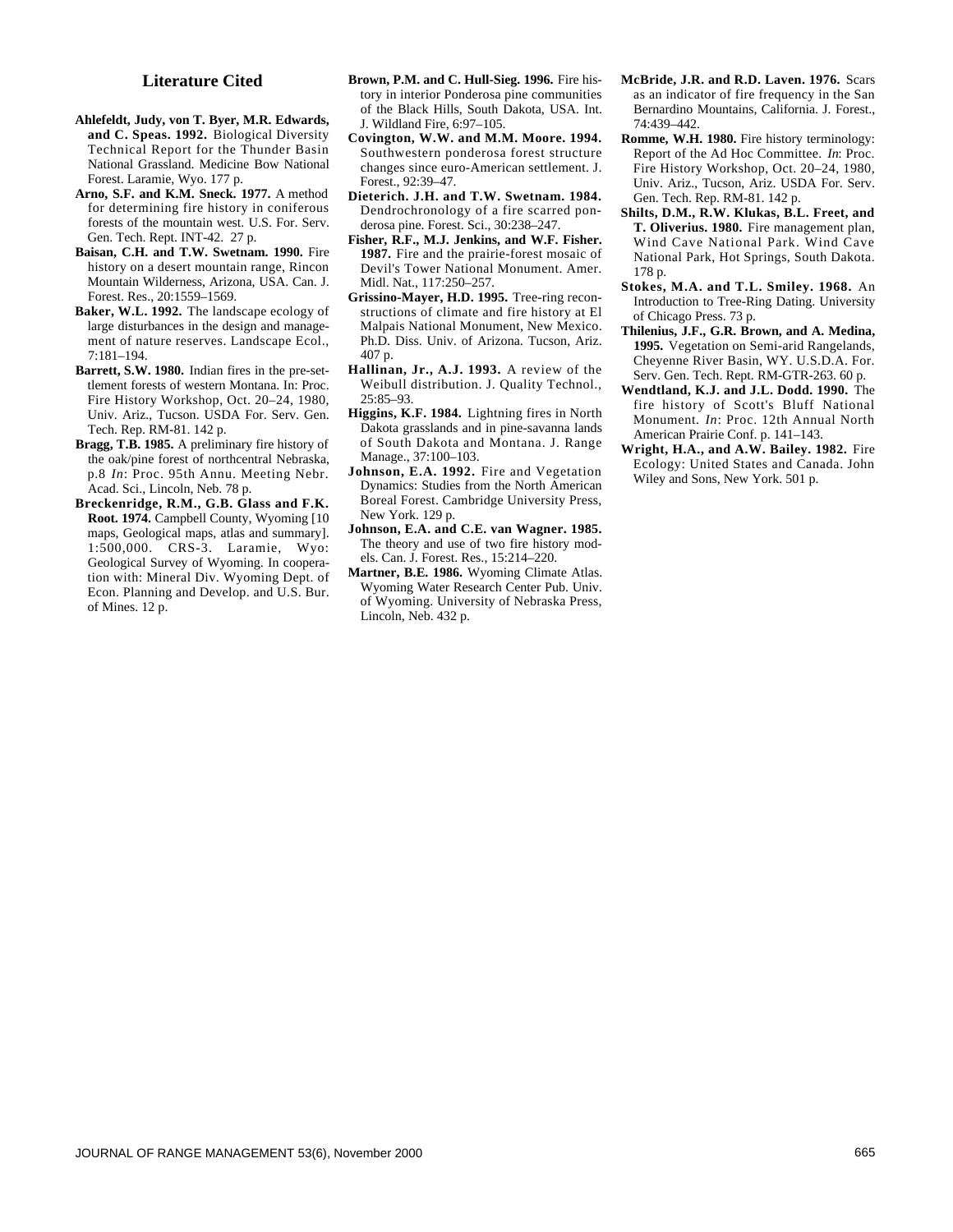## Literature Cited

**Ahlefeldt, Judy, von T. Byer, M.R. Edwards, and C. Speas. 1992.** Biological Diversity Technical Report for the Thunder Basin National Grassland. Medicine Bow National Forest. Laramie, Wyo. 177 p.

**Arno, S.F. and K.M. Sneck. 1977.** A method for determining fire history in coniferous forests of the mountain west. U.S. For. Serv. Gen. Tech. Rept. INT-42. 27 p.

**Baisan, C.H. and T.W. Swetnam. 1990.** Fire history on a desert mountain range, Rincon Mountain Wilderness, Arizona, USA. Can. J. Forest. Res., 20:1559–1569.

**Baker, W.L. 1992.** The landscape ecology of large disturbances in the design and management of nature reserves. Landscape Ecol., 7:181–194.

**Barrett, S.W. 1980.** Indian fires in the pre-settlement forests of western Montana. In: Proc. Fire History Workshop, Oct. 20–24, 1980, Univ. Ariz., Tucson. USDA For. Serv. Gen. Tech. Rep. RM-81. 142 p.

**Bragg, T.B. 1985.** A preliminary fire history of the oak/pine forest of northcentral Nebraska, p.8 *In*: Proc. 95th Annu. Meeting Nebr. Acad. Sci., Lincoln, Neb. 78 p.

**Breckenridge, R.M., G.B. Glass and F.K. Root. 1974.** Campbell County, Wyoming [10 maps, Geological maps, atlas and summary]. 1:500,000. CRS-3. Laramie, Wyo: Geological Survey of Wyoming. In cooperation with: Mineral Div. Wyoming Dept. of Econ. Planning and Develop. and U.S. Bur. of Mines. 12 p.

**Brown, P.M. and C. Hull-Sieg. 1996.** Fire history in interior Ponderosa pine communities of the Black Hills, South Dakota, USA. Int. J. Wildland Fire, 6:97–105.

**Covington, W.W. and M.M. Moore. 1994.** Southwestern ponderosa forest structure changes since euro-American settlement. J. Forest., 92:39–47.

**Dieterich. J.H. and T.W. Swetnam. 1984.** Dendrochronology of a fire scarred ponderosa pine. Forest. Sci., 30:238–247.

**Fisher, R.F., M.J. Jenkins, and W.F. Fisher. 1987.** Fire and the prairie-forest mosaic of Devil's Tower National Monument. Amer. Midl. Nat., 117:250–257.

**Grissino-Mayer, H.D. 1995.** Tree-ring reconstructions of climate and fire history at El Malpais National Monument, New Mexico. Ph.D. Diss. Univ. of Arizona. Tucson, Ariz. 407 p.

**Hallinan, Jr., A.J. 1993.** A review of the Weibull distribution. J. Quality Technol., 25:85–93.

**Higgins, K.F. 1984.** Lightning fires in North Dakota grasslands and in pine-savanna lands of South Dakota and Montana. J. Range Manage., 37:100–103.

**Johnson, E.A. 1992.** Fire and Vegetation Dynamics: Studies from the North American Boreal Forest. Cambridge University Press, New York. 129 p.

**Johnson, E.A. and C.E. van Wagner. 1985.** The theory and use of two fire history models. Can. J. Forest. Res., 15:214–220.

**Martner, B.E. 1986.** Wyoming Climate Atlas. Wyoming Water Research Center Pub. Univ. of Wyoming. University of Nebraska Press, Lincoln, Neb. 432 p.

**McBride, J.R. and R.D. Laven. 1976.** Scars as an indicator of fire frequency in the San Bernardino Mountains, California. J. Forest., 74:439–442.

**Romme, W.H. 1980.** Fire history terminology: Report of the Ad Hoc Committee. *In*: Proc. Fire History Workshop, Oct. 20–24, 1980, Univ. Ariz., Tucson, Ariz. USDA For. Serv. Gen. Tech. Rep. RM-81. 142 p.

**Shilts, D.M., R.W. Klukas, B.L. Freet, and T. Oliverius. 1980.** Fire management plan, Wind Cave National Park. Wind Cave National Park, Hot Springs, South Dakota. 178 p.

**Stokes, M.A. and T.L. Smiley. 1968.** An Introduction to Tree-Ring Dating. University of Chicago Press. 73 p.

**Thilenius, J.F., G.R. Brown, and A. Medina, 1995.** Vegetation on Semi-arid Rangelands, Cheyenne River Basin, WY. U.S.D.A. For. Serv. Gen. Tech. Rept. RM-GTR-263. 60 p.

**Wendtland, K.J. and J.L. Dodd. 1990.** The fire history of Scott's Bluff National Monument. *In*: Proc. 12th Annual North American Prairie Conf. p. 141–143.

**Wright, H.A., and A.W. Bailey. 1982.** Fire Ecology: United States and Canada. John Wiley and Sons, New York. 501 p.